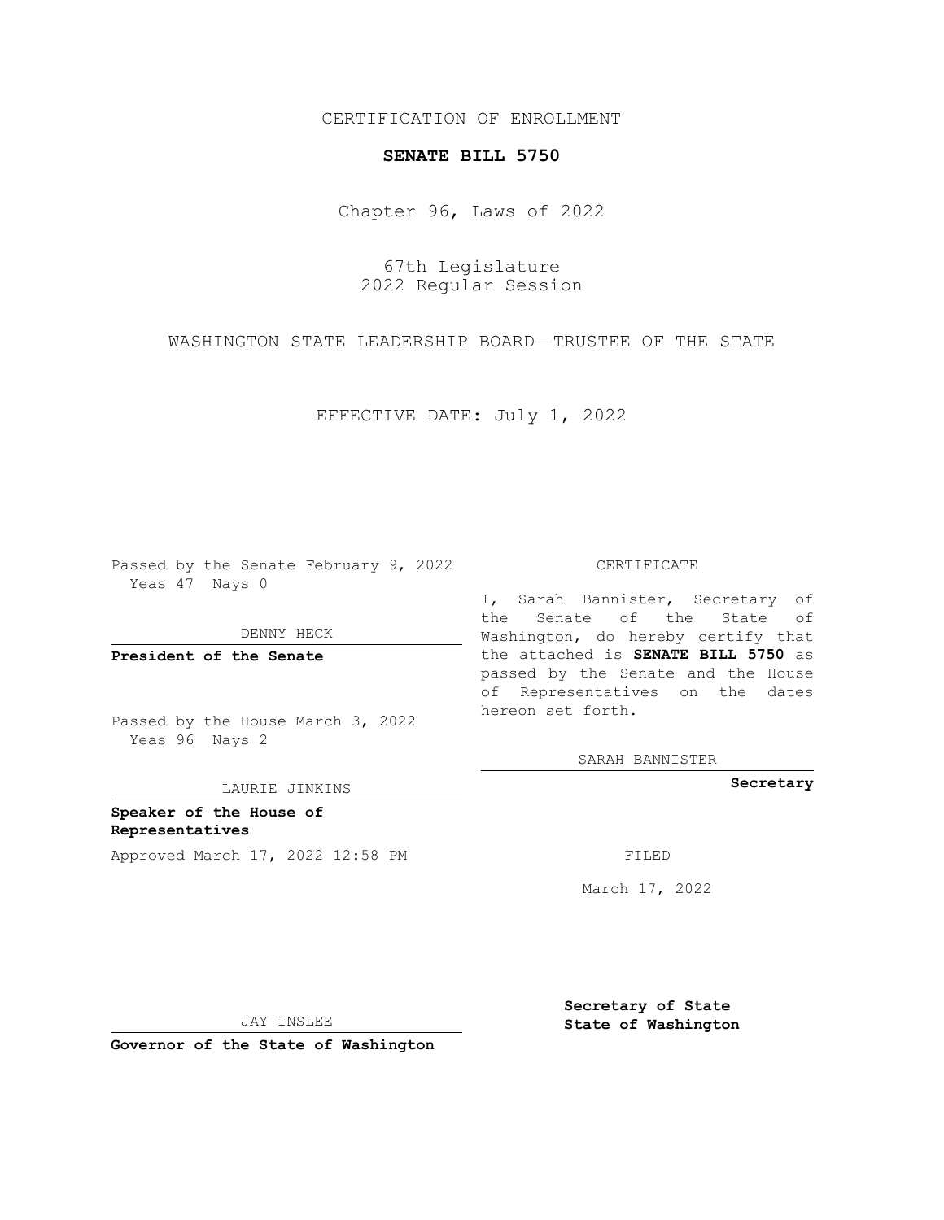CERTIFICATION OF ENROLLMENT

# SENATE BILL 5750

Chapter 96, Laws of 2022

67th Legislature
2022 Regular Session

WASHINGTON STATE LEADERSHIP BOARD——TRUSTEE OF THE STATE

EFFECTIVE DATE: July 1, 2022

Passed by the Senate February 9, 2022
Yeas 47 Nays 0

DENNY HECK

**President of the Senate**

Passed by the House March 3, 2022
Yeas 96 Nays 2

LAURIE JINKINS

**Speaker of the House of Representatives**

Approved March 17, 2022 12:58 PM

JAY INSLEE

**Governor of the State of Washington**

CERTIFICATE

I, Sarah Bannister, Secretary of the Senate of the State of Washington, do hereby certify that the attached is **SENATE BILL 5750** as passed by the Senate and the House of Representatives on the dates hereon set forth.

SARAH BANNISTER

**Secretary**

FILED

March 17, 2022

**Secretary of State**
**State of Washington**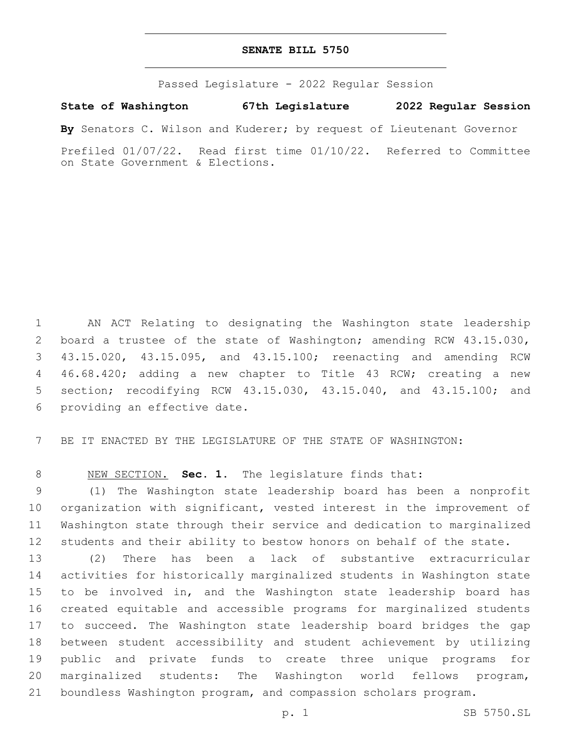# SENATE BILL 5750

Passed Legislature - 2022 Regular Session

**State of Washington 67th Legislature 2022 Regular Session**

**By** Senators C. Wilson and Kuderer; by request of Lieutenant Governor

Prefiled 01/07/22. Read first time 01/10/22. Referred to Committee on State Government & Elections.

AN ACT Relating to designating the Washington state leadership board a trustee of the state of Washington; amending RCW 43.15.030, 43.15.020, 43.15.095, and 43.15.100; reenacting and amending RCW 46.68.420; adding a new chapter to Title 43 RCW; creating a new section; recodifying RCW 43.15.030, 43.15.040, and 43.15.100; and providing an effective date.

BE IT ENACTED BY THE LEGISLATURE OF THE STATE OF WASHINGTON:

NEW SECTION. **Sec. 1.** The legislature finds that:

(1) The Washington state leadership board has been a nonprofit organization with significant, vested interest in the improvement of Washington state through their service and dedication to marginalized students and their ability to bestow honors on behalf of the state.

(2) There has been a lack of substantive extracurricular activities for historically marginalized students in Washington state to be involved in, and the Washington state leadership board has created equitable and accessible programs for marginalized students to succeed. The Washington state leadership board bridges the gap between student accessibility and student achievement by utilizing public and private funds to create three unique programs for marginalized students: The Washington world fellows program, boundless Washington program, and compassion scholars program.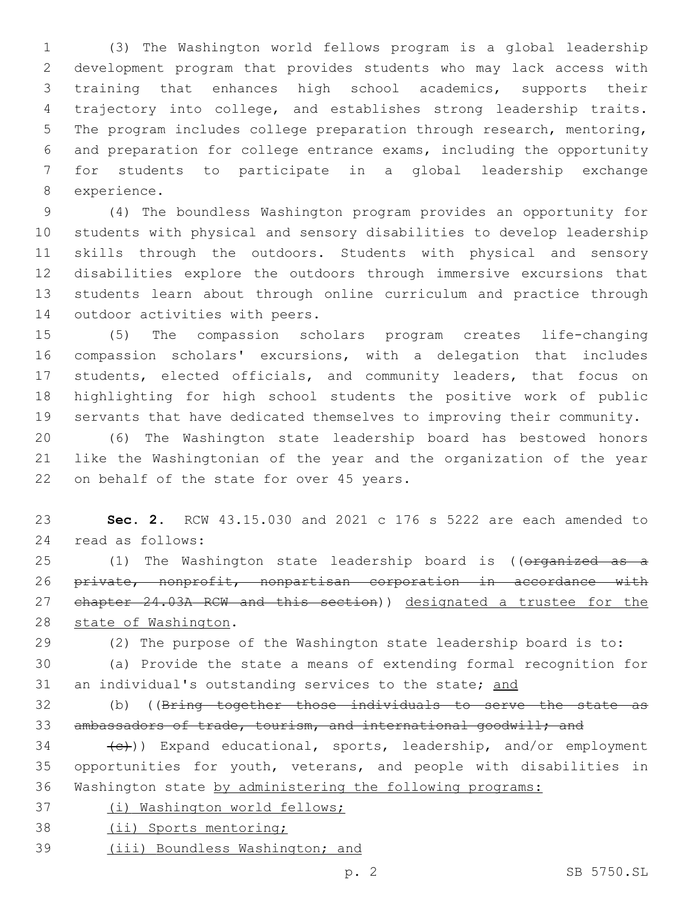(3) The Washington world fellows program is a global leadership development program that provides students who may lack access with training that enhances high school academics, supports their trajectory into college, and establishes strong leadership traits. The program includes college preparation through research, mentoring, and preparation for college entrance exams, including the opportunity for students to participate in a global leadership exchange experience.

(4) The boundless Washington program provides an opportunity for students with physical and sensory disabilities to develop leadership skills through the outdoors. Students with physical and sensory disabilities explore the outdoors through immersive excursions that students learn about through online curriculum and practice through outdoor activities with peers.

(5) The compassion scholars program creates life-changing compassion scholars' excursions, with a delegation that includes students, elected officials, and community leaders, that focus on highlighting for high school students the positive work of public servants that have dedicated themselves to improving their community.

(6) The Washington state leadership board has bestowed honors like the Washingtonian of the year and the organization of the year on behalf of the state for over 45 years.

**Sec. 2.** RCW 43.15.030 and 2021 c 176 s 5222 are each amended to read as follows:

(1) The Washington state leadership board is ((~~organized as a private, nonprofit, nonpartisan corporation in accordance with chapter 24.03A RCW and this section~~)) <u>designated a trustee for the state of Washington</u>.

(2) The purpose of the Washington state leadership board is to:

(a) Provide the state a means of extending formal recognition for an individual's outstanding services to the state; <u>and</u>

(b) ((~~Bring together those individuals to serve the state as ambassadors of trade, tourism, and international goodwill; and~~

~~(c)~~)) Expand educational, sports, leadership, and/or employment opportunities for youth, veterans, and people with disabilities in Washington state <u>by administering the following programs:</u>

<u>(i) Washington world fellows;</u>

<u>(ii) Sports mentoring;</u>

<u>(iii) Boundless Washington; and</u>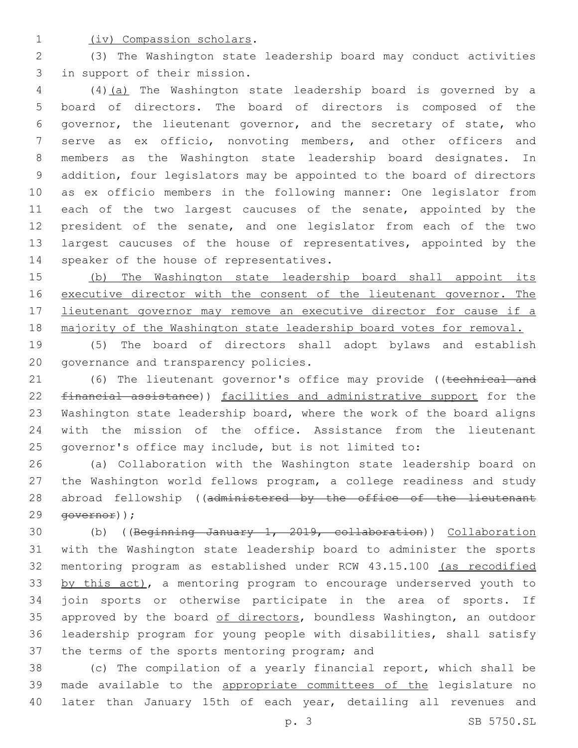(iv) Compassion scholars.

(3) The Washington state leadership board may conduct activities in support of their mission.

(4)(a) The Washington state leadership board is governed by a board of directors. The board of directors is composed of the governor, the lieutenant governor, and the secretary of state, who serve as ex officio, nonvoting members, and other officers and members as the Washington state leadership board designates. In addition, four legislators may be appointed to the board of directors as ex officio members in the following manner: One legislator from each of the two largest caucuses of the senate, appointed by the president of the senate, and one legislator from each of the two largest caucuses of the house of representatives, appointed by the speaker of the house of representatives.

(b) The Washington state leadership board shall appoint its executive director with the consent of the lieutenant governor. The lieutenant governor may remove an executive director for cause if a majority of the Washington state leadership board votes for removal.

(5) The board of directors shall adopt bylaws and establish governance and transparency policies.

(6) The lieutenant governor's office may provide ((~~technical and financial assistance~~)) facilities and administrative support for the Washington state leadership board, where the work of the board aligns with the mission of the office. Assistance from the lieutenant governor's office may include, but is not limited to:

(a) Collaboration with the Washington state leadership board on the Washington world fellows program, a college readiness and study abroad fellowship ((~~administered by the office of the lieutenant governor~~));

(b) ((~~Beginning January 1, 2019, collaboration~~)) Collaboration with the Washington state leadership board to administer the sports mentoring program as established under RCW 43.15.100 (as recodified by this act), a mentoring program to encourage underserved youth to join sports or otherwise participate in the area of sports. If approved by the board of directors, boundless Washington, an outdoor leadership program for young people with disabilities, shall satisfy the terms of the sports mentoring program; and

(c) The compilation of a yearly financial report, which shall be made available to the appropriate committees of the legislature no later than January 15th of each year, detailing all revenues and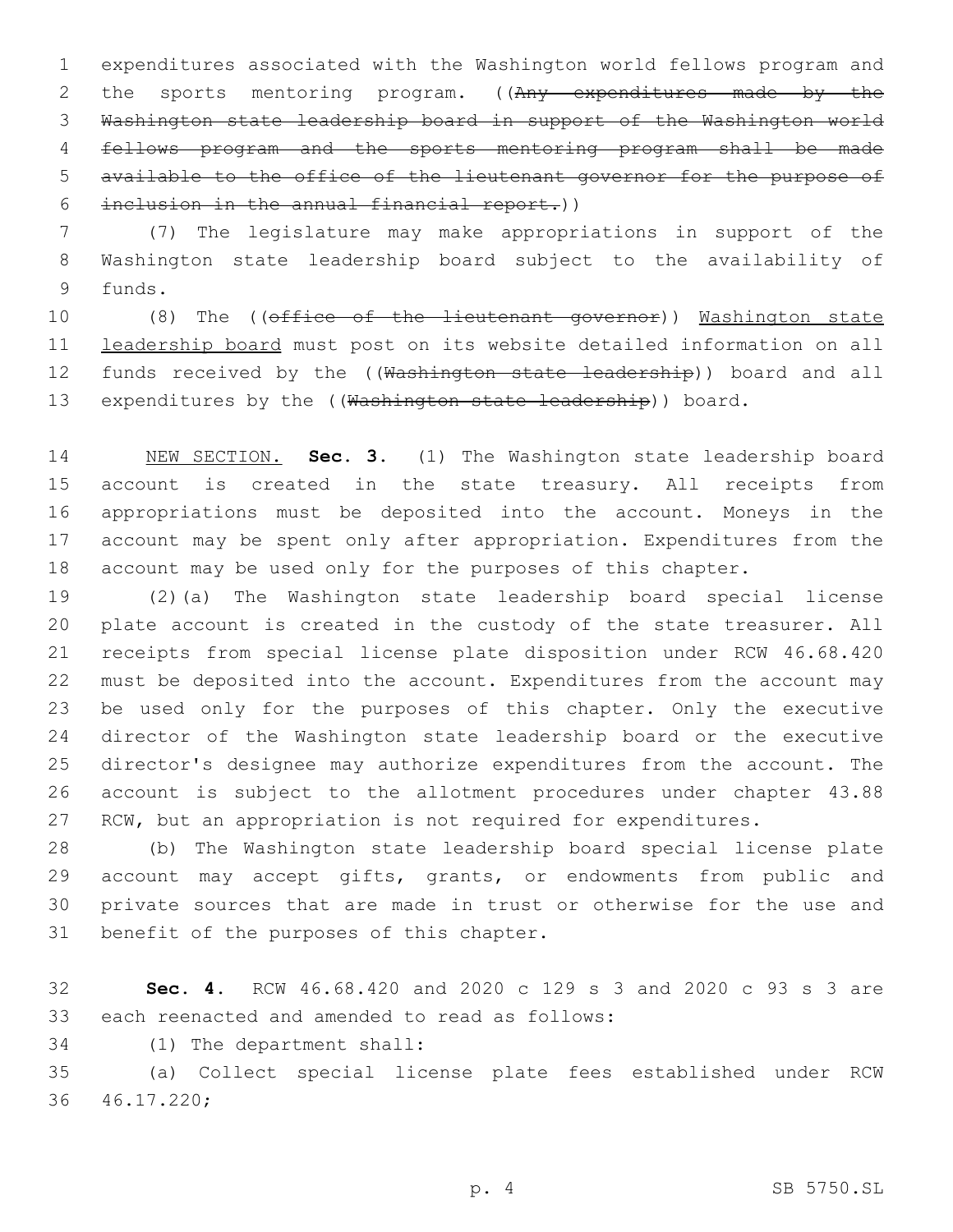expenditures associated with the Washington world fellows program and the sports mentoring program. ((~~Any expenditures made by the Washington state leadership board in support of the Washington world fellows program and the sports mentoring program shall be made available to the office of the lieutenant governor for the purpose of inclusion in the annual financial report.~~))

(7) The legislature may make appropriations in support of the Washington state leadership board subject to the availability of funds.

(8) The ((~~office of the lieutenant governor~~)) <u>Washington state leadership board</u> must post on its website detailed information on all funds received by the ((~~Washington state leadership~~)) board and all expenditures by the ((~~Washington state leadership~~)) board.

<u>NEW SECTION.</u> **Sec. 3.** (1) The Washington state leadership board account is created in the state treasury. All receipts from appropriations must be deposited into the account. Moneys in the account may be spent only after appropriation. Expenditures from the account may be used only for the purposes of this chapter.

(2)(a) The Washington state leadership board special license plate account is created in the custody of the state treasurer. All receipts from special license plate disposition under RCW 46.68.420 must be deposited into the account. Expenditures from the account may be used only for the purposes of this chapter. Only the executive director of the Washington state leadership board or the executive director's designee may authorize expenditures from the account. The account is subject to the allotment procedures under chapter 43.88 RCW, but an appropriation is not required for expenditures.

(b) The Washington state leadership board special license plate account may accept gifts, grants, or endowments from public and private sources that are made in trust or otherwise for the use and benefit of the purposes of this chapter.

**Sec. 4.** RCW 46.68.420 and 2020 c 129 s 3 and 2020 c 93 s 3 are each reenacted and amended to read as follows:

(1) The department shall:

(a) Collect special license plate fees established under RCW 46.17.220;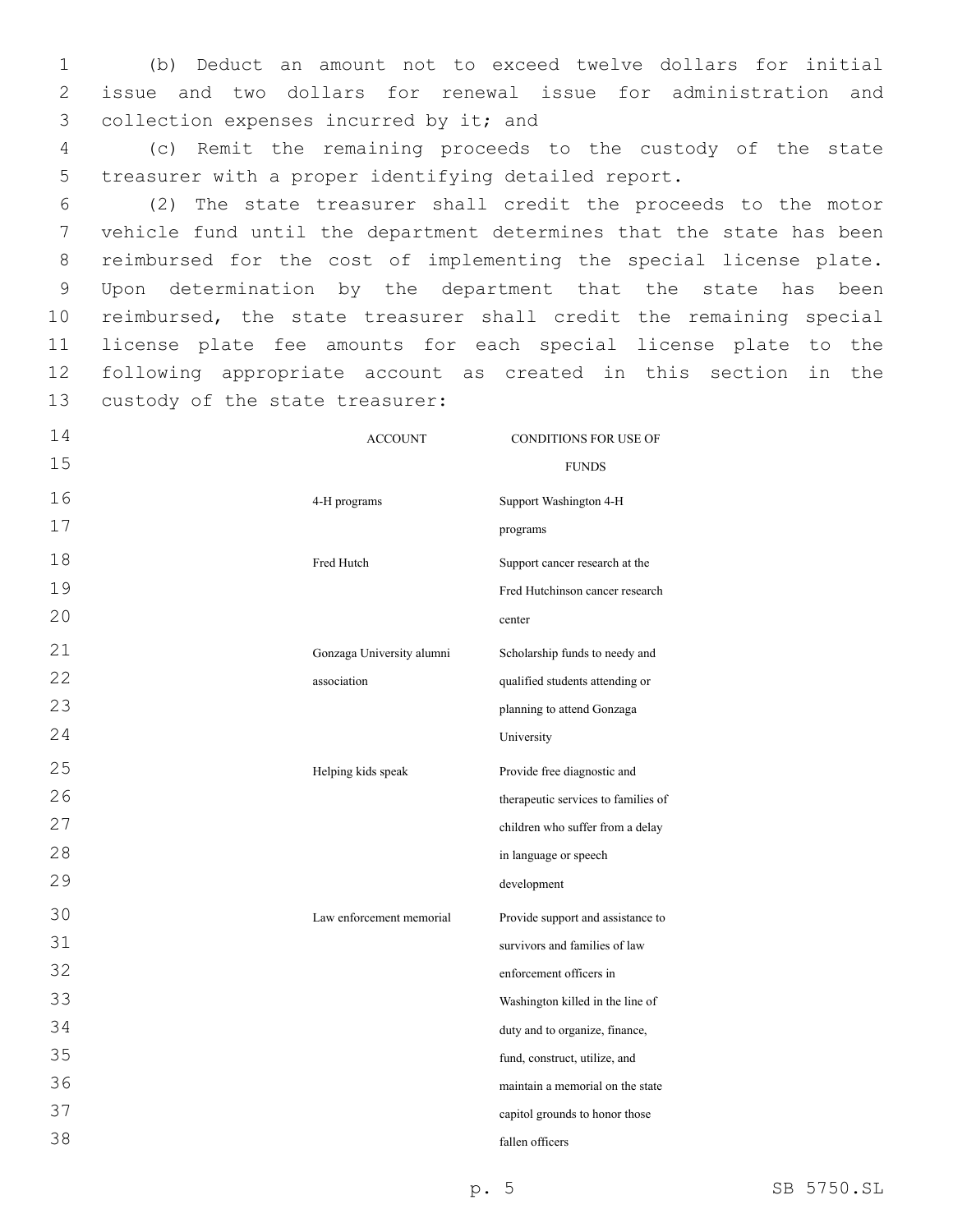(b) Deduct an amount not to exceed twelve dollars for initial issue and two dollars for renewal issue for administration and collection expenses incurred by it; and

(c) Remit the remaining proceeds to the custody of the state treasurer with a proper identifying detailed report.

(2) The state treasurer shall credit the proceeds to the motor vehicle fund until the department determines that the state has been reimbursed for the cost of implementing the special license plate. Upon determination by the department that the state has been reimbursed, the state treasurer shall credit the remaining special license plate fee amounts for each special license plate to the following appropriate account as created in this section in the custody of the state treasurer:

| ACCOUNT | CONDITIONS FOR USE OF FUNDS |
|---|---|
| 4-H programs | Support Washington 4-H programs |
| Fred Hutch | Support cancer research at the Fred Hutchinson cancer research center |
| Gonzaga University alumni association | Scholarship funds to needy and qualified students attending or planning to attend Gonzaga University |
| Helping kids speak | Provide free diagnostic and therapeutic services to families of children who suffer from a delay in language or speech development |
| Law enforcement memorial | Provide support and assistance to survivors and families of law enforcement officers in Washington killed in the line of duty and to organize, finance, fund, construct, utilize, and maintain a memorial on the state capitol grounds to honor those fallen officers |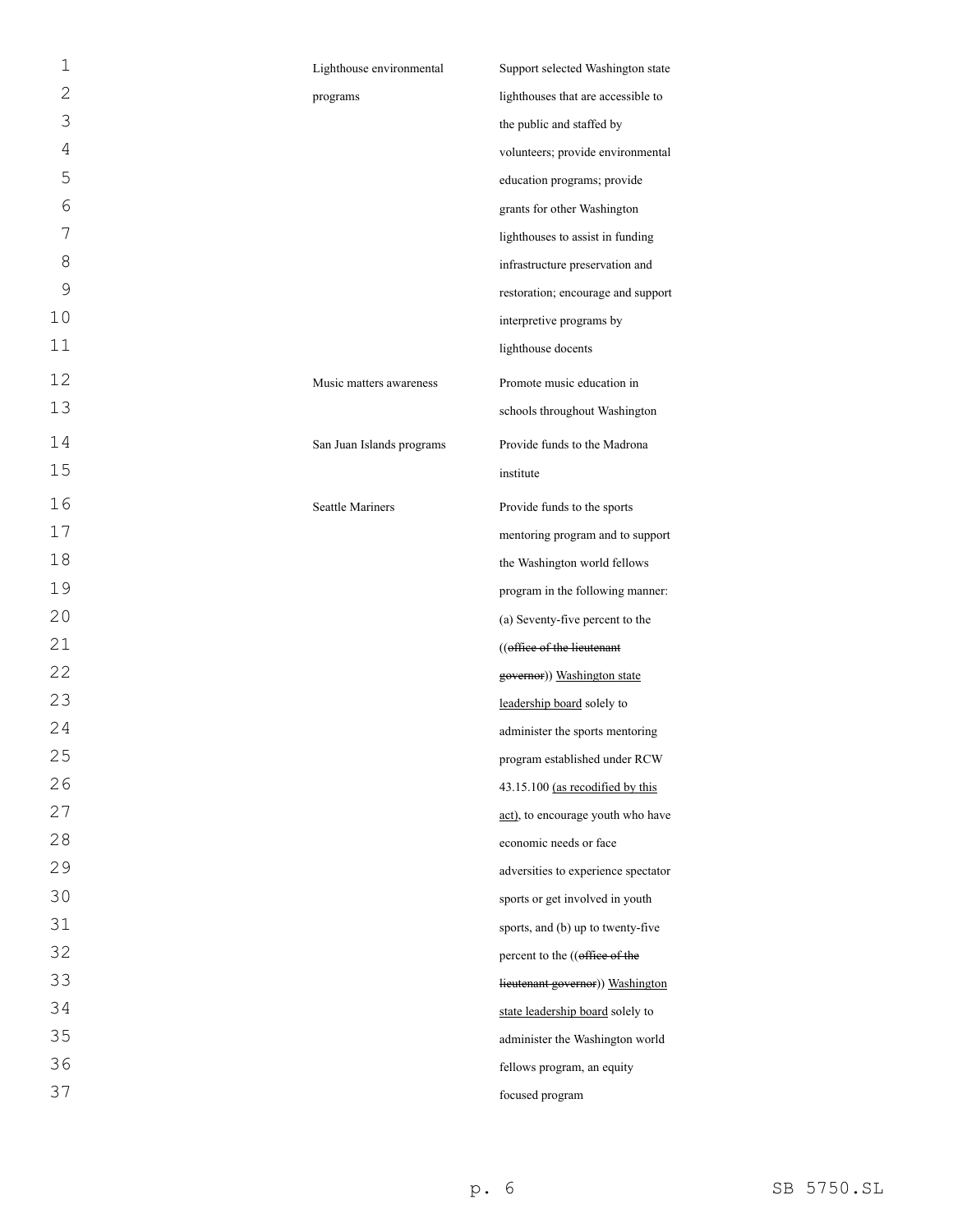| | |
|---|---|
| Lighthouse environmental programs | Support selected Washington state lighthouses that are accessible to the public and staffed by volunteers; provide environmental education programs; provide grants for other Washington lighthouses to assist in funding infrastructure preservation and restoration; encourage and support interpretive programs by lighthouse docents |
| Music matters awareness | Promote music education in schools throughout Washington |
| San Juan Islands programs | Provide funds to the Madrona institute |
| Seattle Mariners | Provide funds to the sports mentoring program and to support the Washington world fellows program in the following manner: (a) Seventy-five percent to the ((~~office of the lieutenant governor~~)) <u>Washington state leadership board</u> solely to administer the sports mentoring program established under RCW 43.15.100 <u>(as recodified by this act)</u>, to encourage youth who have economic needs or face adversities to experience spectator sports or get involved in youth sports, and (b) up to twenty-five percent to the ((~~office of the lieutenant governor~~)) <u>Washington state leadership board</u> solely to administer the Washington world fellows program, an equity focused program |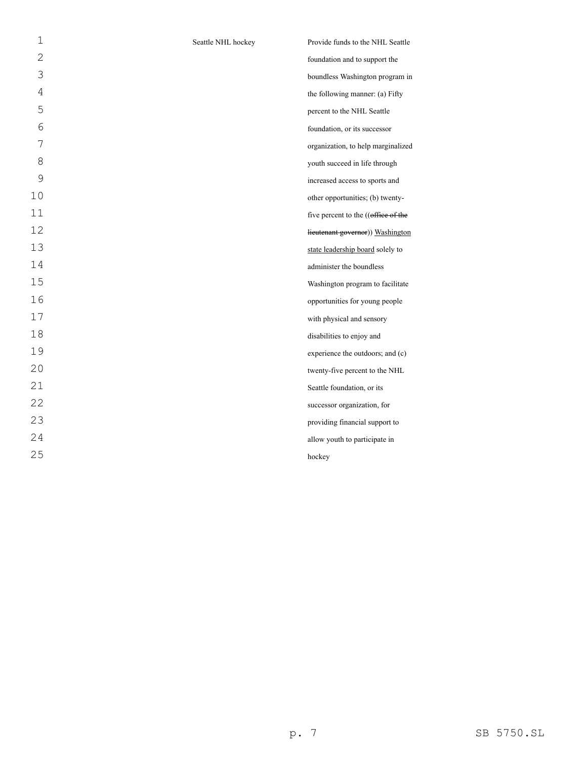| | |
|---|---|
| Seattle NHL hockey | Provide funds to the NHL Seattle foundation and to support the boundless Washington program in the following manner: (a) Fifty percent to the NHL Seattle foundation, or its successor organization, to help marginalized youth succeed in life through increased access to sports and other opportunities; (b) twenty-five percent to the ((~~office of the lieutenant governor~~)) <u>Washington state leadership board</u> solely to administer the boundless Washington program to facilitate opportunities for young people with physical and sensory disabilities to enjoy and experience the outdoors; and (c) twenty-five percent to the NHL Seattle foundation, or its successor organization, for providing financial support to allow youth to participate in hockey |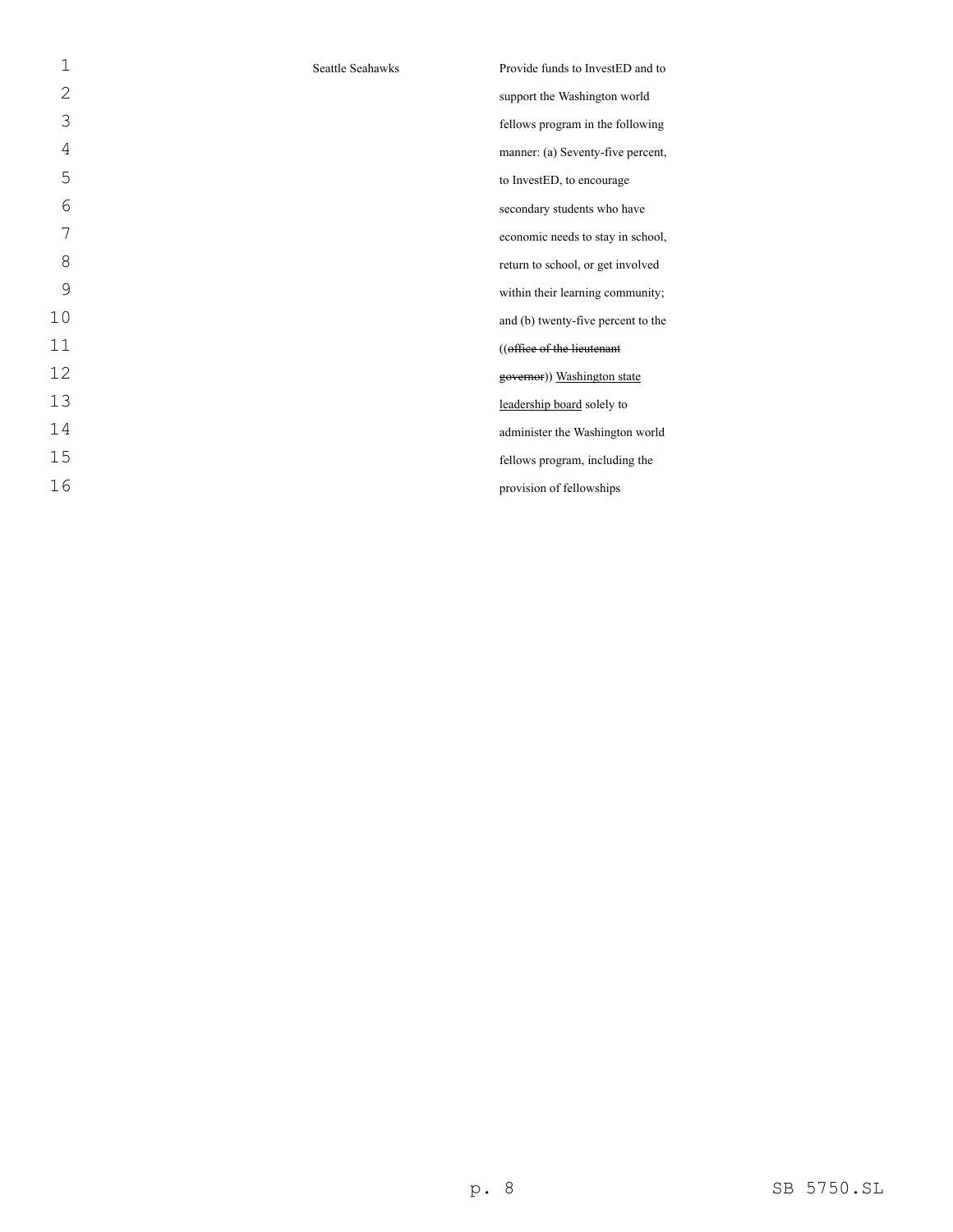| | |
|---|---|
| Seattle Seahawks | Provide funds to InvestED and to support the Washington world fellows program in the following manner: (a) Seventy-five percent, to InvestED, to encourage secondary students who have economic needs to stay in school, return to school, or get involved within their learning community; and (b) twenty-five percent to the ((~~office of the lieutenant governor~~)) <u>Washington state leadership board</u> solely to administer the Washington world fellows program, including the provision of fellowships |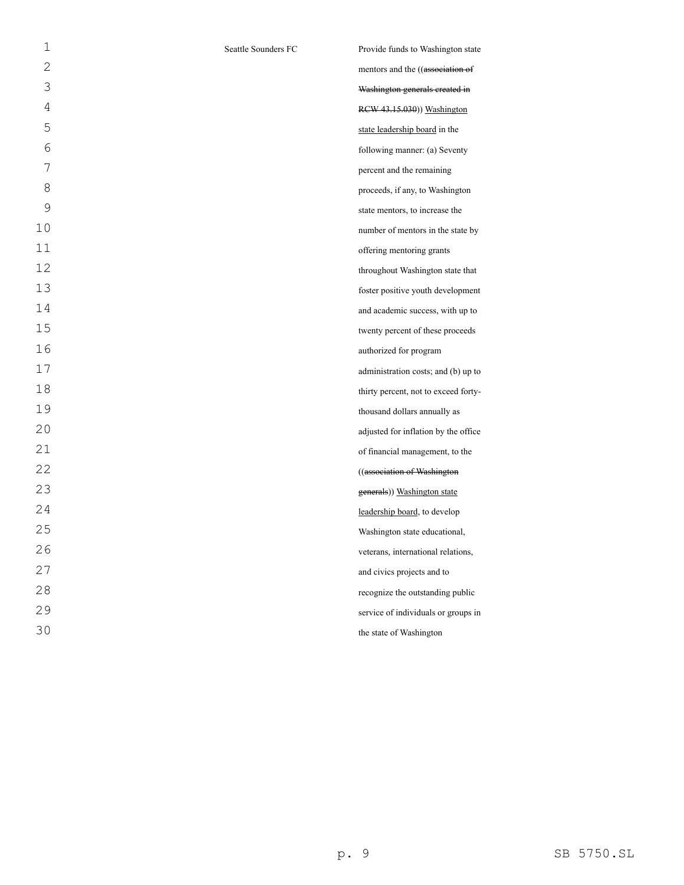| | Seattle Sounders FC | Provide funds to Washington state mentors and the ((~~association of Washington generals created in RCW 43.15.030~~)) <u>Washington state leadership board</u> in the following manner: (a) Seventy percent and the remaining proceeds, if any, to Washington state mentors, to increase the number of mentors in the state by offering mentoring grants throughout Washington state that foster positive youth development and academic success, with up to twenty percent of these proceeds authorized for program administration costs; and (b) up to thirty percent, not to exceed forty-thousand dollars annually as adjusted for inflation by the office of financial management, to the ((~~association of Washington generals~~)) <u>Washington state leadership board</u>, to develop Washington state educational, veterans, international relations, and civics projects and to recognize the outstanding public service of individuals or groups in the state of Washington |
|---|---|---|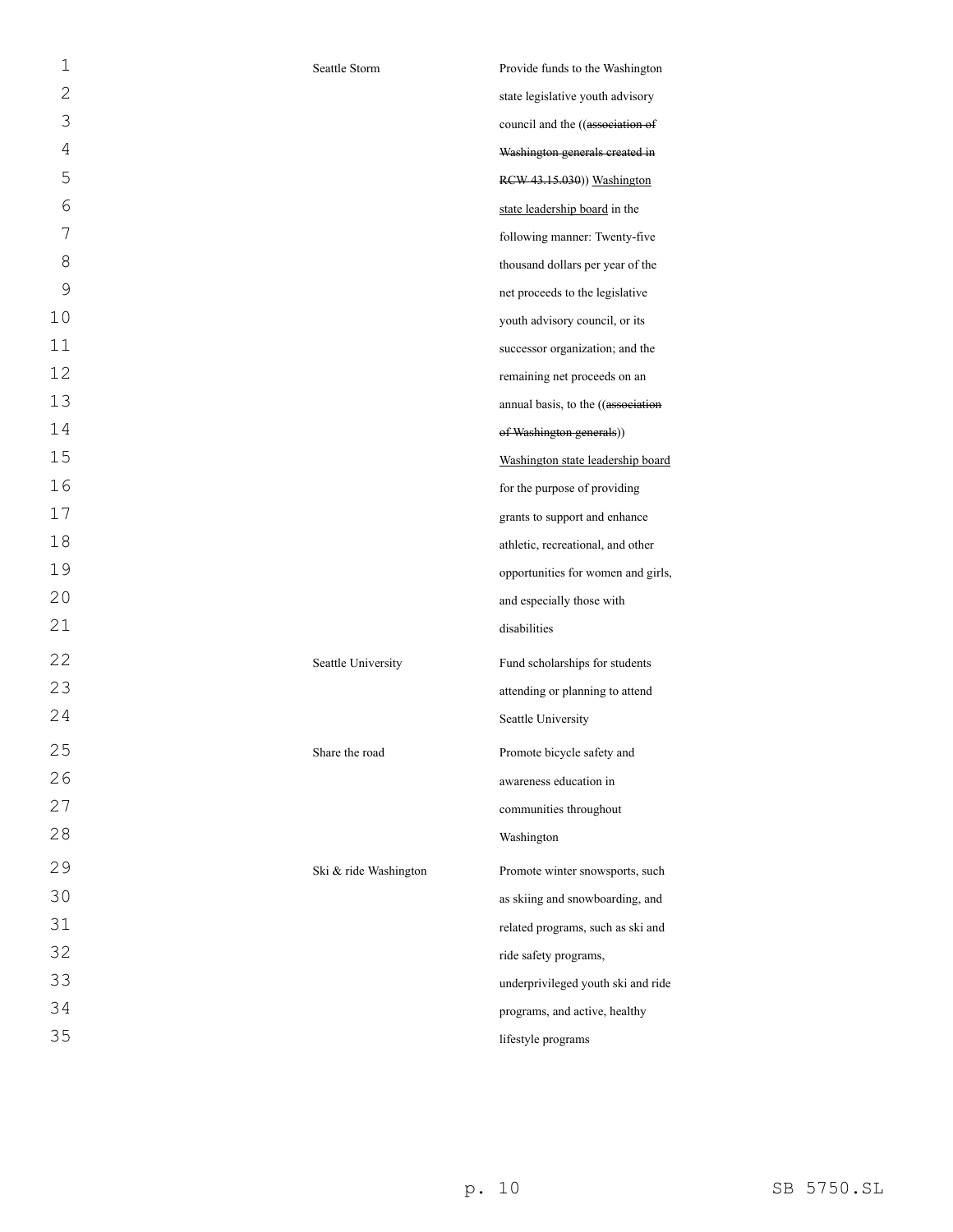| | |
|---|---|
| Seattle Storm | Provide funds to the Washington state legislative youth advisory council and the ((~~association of Washington generals created in RCW 43.15.030~~)) <u>Washington state leadership board</u> in the following manner: Twenty-five thousand dollars per year of the net proceeds to the legislative youth advisory council, or its successor organization; and the remaining net proceeds on an annual basis, to the ((~~association of Washington generals~~)) <u>Washington state leadership board</u> for the purpose of providing grants to support and enhance athletic, recreational, and other opportunities for women and girls, and especially those with disabilities |
| Seattle University | Fund scholarships for students attending or planning to attend Seattle University |
| Share the road | Promote bicycle safety and awareness education in communities throughout Washington |
| Ski & ride Washington | Promote winter snowsports, such as skiing and snowboarding, and related programs, such as ski and ride safety programs, underprivileged youth ski and ride programs, and active, healthy lifestyle programs |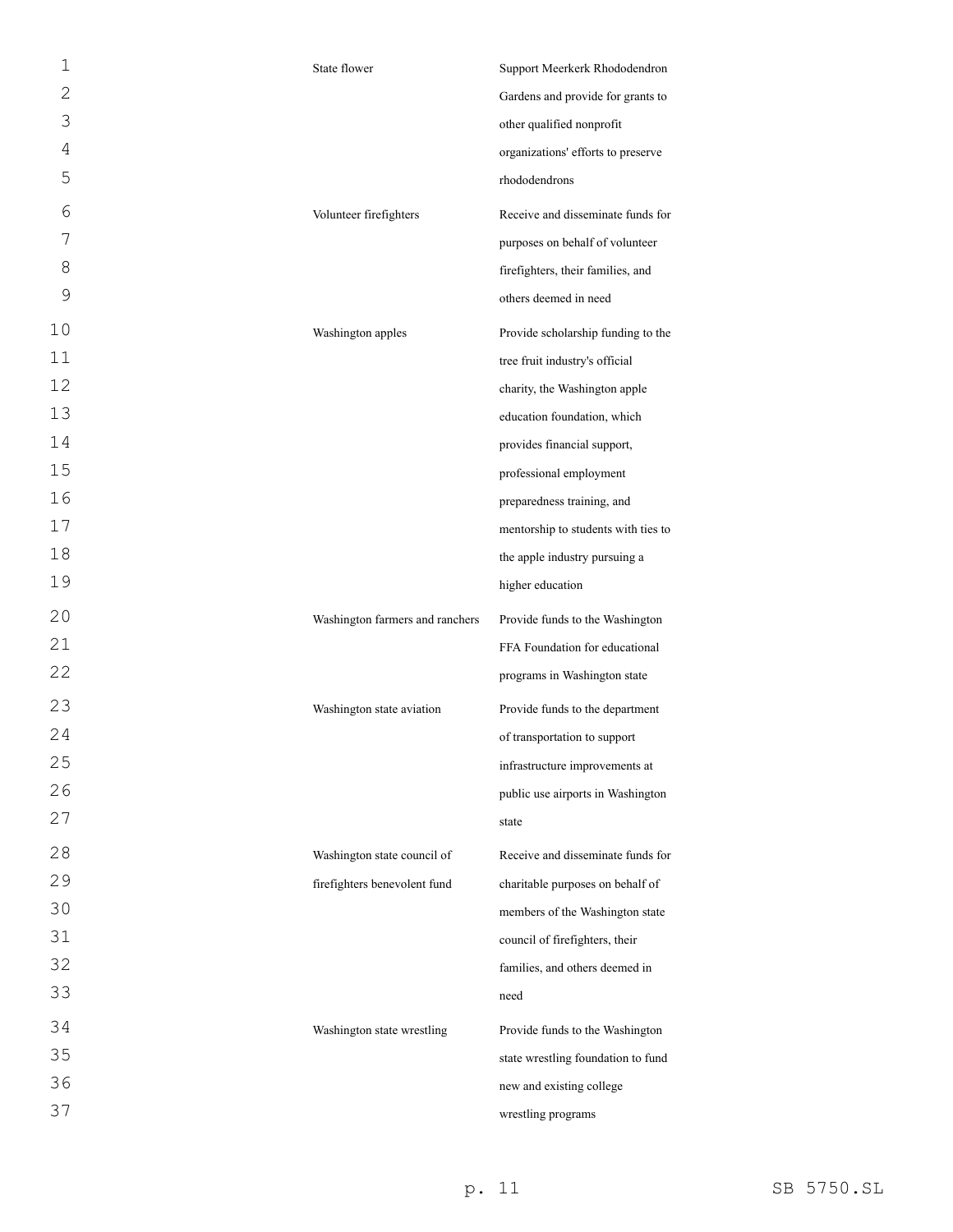| | |
|---|---|
| State flower | Support Meerkerk Rhododendron Gardens and provide for grants to other qualified nonprofit organizations' efforts to preserve rhododendrons |
| Volunteer firefighters | Receive and disseminate funds for purposes on behalf of volunteer firefighters, their families, and others deemed in need |
| Washington apples | Provide scholarship funding to the tree fruit industry's official charity, the Washington apple education foundation, which provides financial support, professional employment preparedness training, and mentorship to students with ties to the apple industry pursuing a higher education |
| Washington farmers and ranchers | Provide funds to the Washington FFA Foundation for educational programs in Washington state |
| Washington state aviation | Provide funds to the department of transportation to support infrastructure improvements at public use airports in Washington state |
| Washington state council of firefighters benevolent fund | Receive and disseminate funds for charitable purposes on behalf of members of the Washington state council of firefighters, their families, and others deemed in need |
| Washington state wrestling | Provide funds to the Washington state wrestling foundation to fund new and existing college wrestling programs |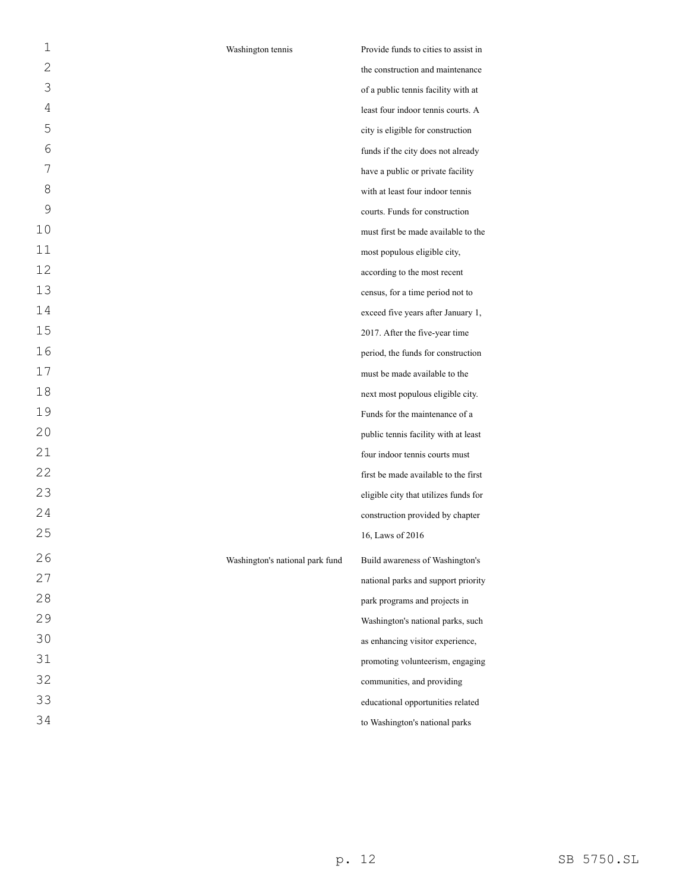| | |
|---|---|
| Washington tennis | Provide funds to cities to assist in the construction and maintenance of a public tennis facility with at least four indoor tennis courts. A city is eligible for construction funds if the city does not already have a public or private facility with at least four indoor tennis courts. Funds for construction must first be made available to the most populous eligible city, according to the most recent census, for a time period not to exceed five years after January 1, 2017. After the five-year time period, the funds for construction must be made available to the next most populous eligible city. Funds for the maintenance of a public tennis facility with at least four indoor tennis courts must first be made available to the first eligible city that utilizes funds for construction provided by chapter 16, Laws of 2016 |
| Washington's national park fund | Build awareness of Washington's national parks and support priority park programs and projects in Washington's national parks, such as enhancing visitor experience, promoting volunteerism, engaging communities, and providing educational opportunities related to Washington's national parks |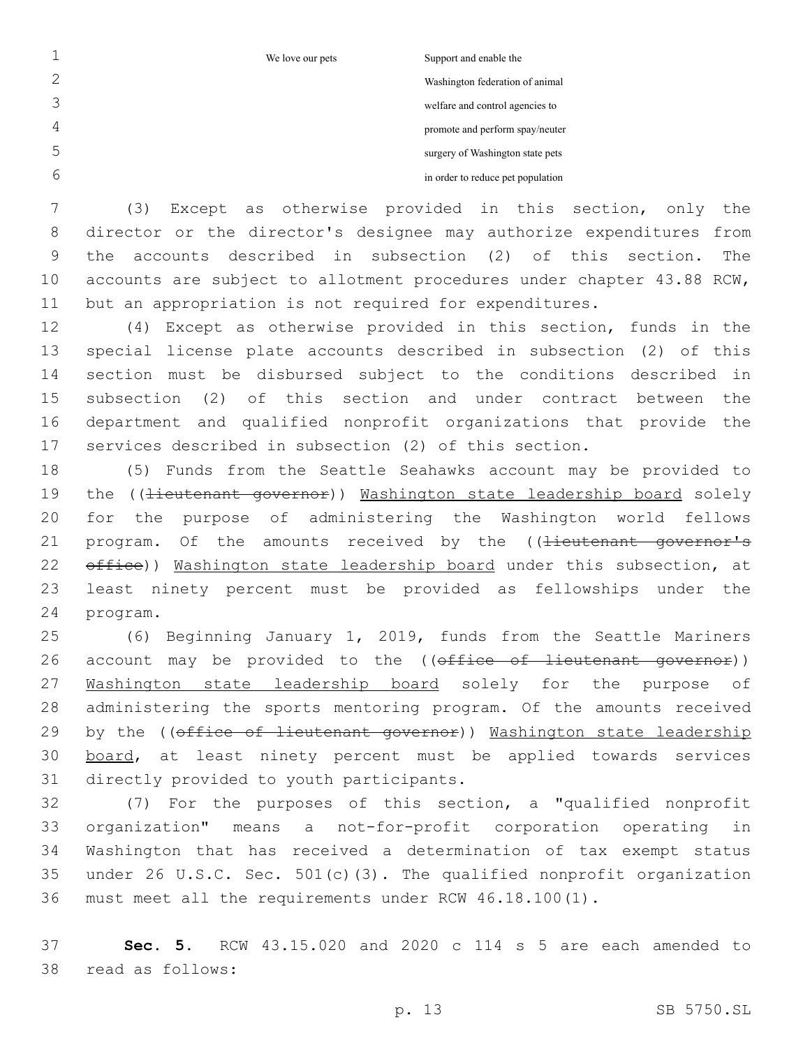| | | |
|---|---|---|
| | We love our pets | Support and enable the Washington federation of animal welfare and control agencies to promote and perform spay/neuter surgery of Washington state pets in order to reduce pet population |

(3) Except as otherwise provided in this section, only the director or the director's designee may authorize expenditures from the accounts described in subsection (2) of this section. The accounts are subject to allotment procedures under chapter 43.88 RCW, but an appropriation is not required for expenditures.

(4) Except as otherwise provided in this section, funds in the special license plate accounts described in subsection (2) of this section must be disbursed subject to the conditions described in subsection (2) of this section and under contract between the department and qualified nonprofit organizations that provide the services described in subsection (2) of this section.

(5) Funds from the Seattle Seahawks account may be provided to the ((~~lieutenant governor~~)) <u>Washington state leadership board</u> solely for the purpose of administering the Washington world fellows program. Of the amounts received by the ((~~lieutenant governor's office~~)) <u>Washington state leadership board</u> under this subsection, at least ninety percent must be provided as fellowships under the program.

(6) Beginning January 1, 2019, funds from the Seattle Mariners account may be provided to the ((~~office of lieutenant governor~~)) <u>Washington state leadership board</u> solely for the purpose of administering the sports mentoring program. Of the amounts received by the ((~~office of lieutenant governor~~)) <u>Washington state leadership board</u>, at least ninety percent must be applied towards services directly provided to youth participants.

(7) For the purposes of this section, a "qualified nonprofit organization" means a not-for-profit corporation operating in Washington that has received a determination of tax exempt status under 26 U.S.C. Sec. 501(c)(3). The qualified nonprofit organization must meet all the requirements under RCW 46.18.100(1).

**Sec. 5.** RCW 43.15.020 and 2020 c 114 s 5 are each amended to read as follows: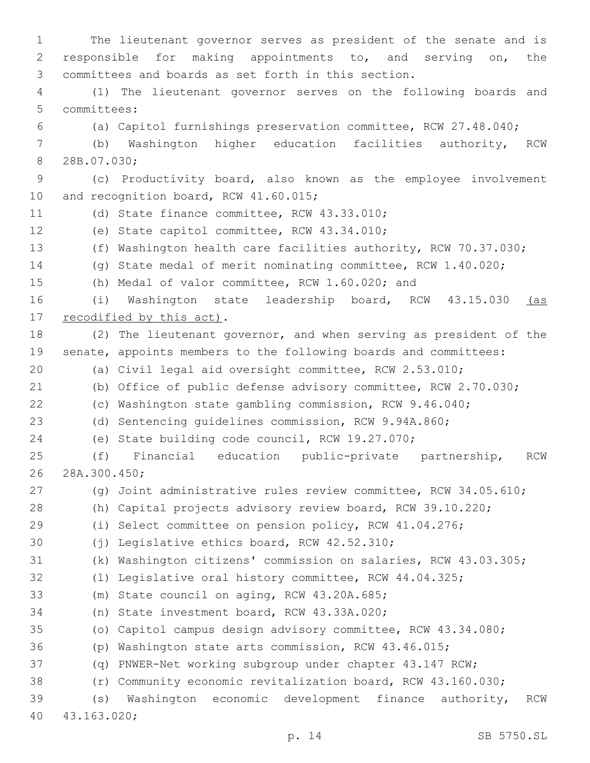The lieutenant governor serves as president of the senate and is responsible for making appointments to, and serving on, the committees and boards as set forth in this section.

(1) The lieutenant governor serves on the following boards and committees:

(a) Capitol furnishings preservation committee, RCW 27.48.040;

(b) Washington higher education facilities authority, RCW 28B.07.030;

(c) Productivity board, also known as the employee involvement and recognition board, RCW 41.60.015;

(d) State finance committee, RCW 43.33.010;

(e) State capitol committee, RCW 43.34.010;

(f) Washington health care facilities authority, RCW 70.37.030;

(g) State medal of merit nominating committee, RCW 1.40.020;

(h) Medal of valor committee, RCW 1.60.020; and

(i) Washington state leadership board, RCW 43.15.030 <u>(as recodified by this act)</u>.

(2) The lieutenant governor, and when serving as president of the senate, appoints members to the following boards and committees:

(a) Civil legal aid oversight committee, RCW 2.53.010;

(b) Office of public defense advisory committee, RCW 2.70.030;

(c) Washington state gambling commission, RCW 9.46.040;

(d) Sentencing guidelines commission, RCW 9.94A.860;

(e) State building code council, RCW 19.27.070;

(f) Financial education public-private partnership, RCW 28A.300.450;

(g) Joint administrative rules review committee, RCW 34.05.610;

(h) Capital projects advisory review board, RCW 39.10.220;

(i) Select committee on pension policy, RCW 41.04.276;

(j) Legislative ethics board, RCW 42.52.310;

(k) Washington citizens' commission on salaries, RCW 43.03.305;

(l) Legislative oral history committee, RCW 44.04.325;

(m) State council on aging, RCW 43.20A.685;

(n) State investment board, RCW 43.33A.020;

(o) Capitol campus design advisory committee, RCW 43.34.080;

(p) Washington state arts commission, RCW 43.46.015;

(q) PNWER-Net working subgroup under chapter 43.147 RCW;

(r) Community economic revitalization board, RCW 43.160.030;

(s) Washington economic development finance authority, RCW 43.163.020;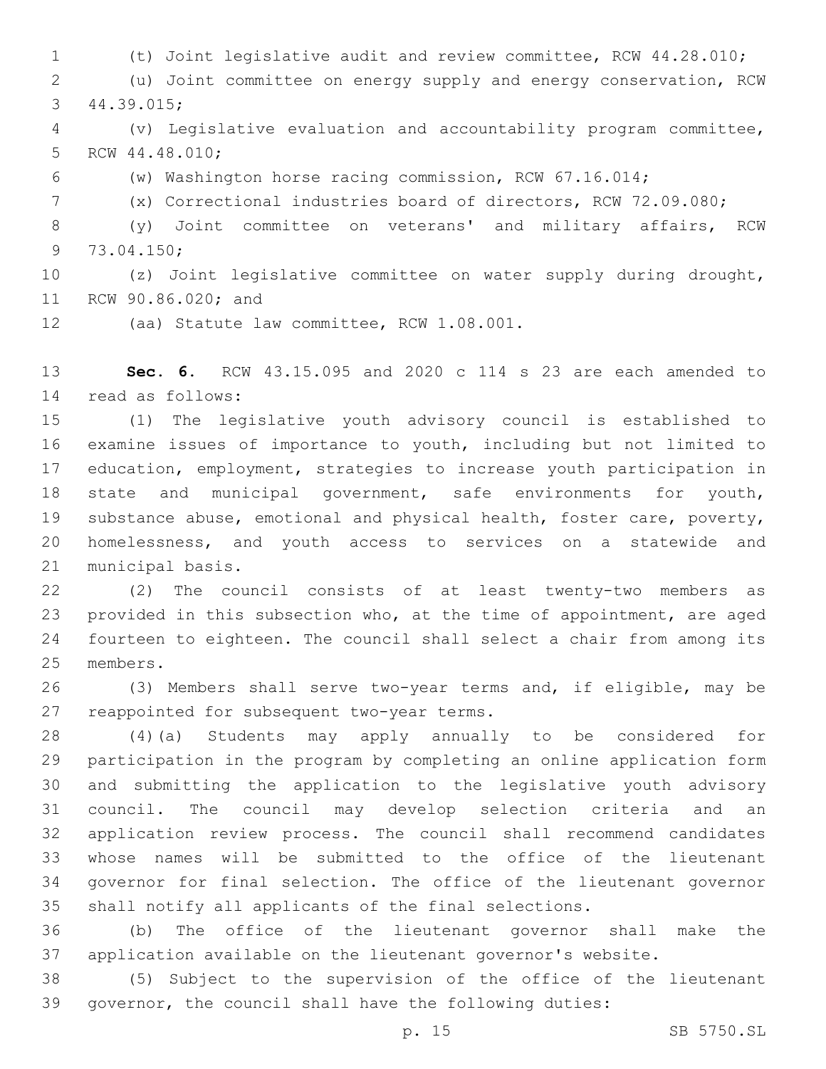(t) Joint legislative audit and review committee, RCW 44.28.010;

(u) Joint committee on energy supply and energy conservation, RCW 44.39.015;

(v) Legislative evaluation and accountability program committee, RCW 44.48.010;

(w) Washington horse racing commission, RCW 67.16.014;

(x) Correctional industries board of directors, RCW 72.09.080;

(y) Joint committee on veterans' and military affairs, RCW 73.04.150;

(z) Joint legislative committee on water supply during drought, RCW 90.86.020; and

(aa) Statute law committee, RCW 1.08.001.

**Sec. 6.** RCW 43.15.095 and 2020 c 114 s 23 are each amended to read as follows:

(1) The legislative youth advisory council is established to examine issues of importance to youth, including but not limited to education, employment, strategies to increase youth participation in state and municipal government, safe environments for youth, substance abuse, emotional and physical health, foster care, poverty, homelessness, and youth access to services on a statewide and municipal basis.

(2) The council consists of at least twenty-two members as provided in this subsection who, at the time of appointment, are aged fourteen to eighteen. The council shall select a chair from among its members.

(3) Members shall serve two-year terms and, if eligible, may be reappointed for subsequent two-year terms.

(4)(a) Students may apply annually to be considered for participation in the program by completing an online application form and submitting the application to the legislative youth advisory council. The council may develop selection criteria and an application review process. The council shall recommend candidates whose names will be submitted to the office of the lieutenant governor for final selection. The office of the lieutenant governor shall notify all applicants of the final selections.

(b) The office of the lieutenant governor shall make the application available on the lieutenant governor's website.

(5) Subject to the supervision of the office of the lieutenant governor, the council shall have the following duties: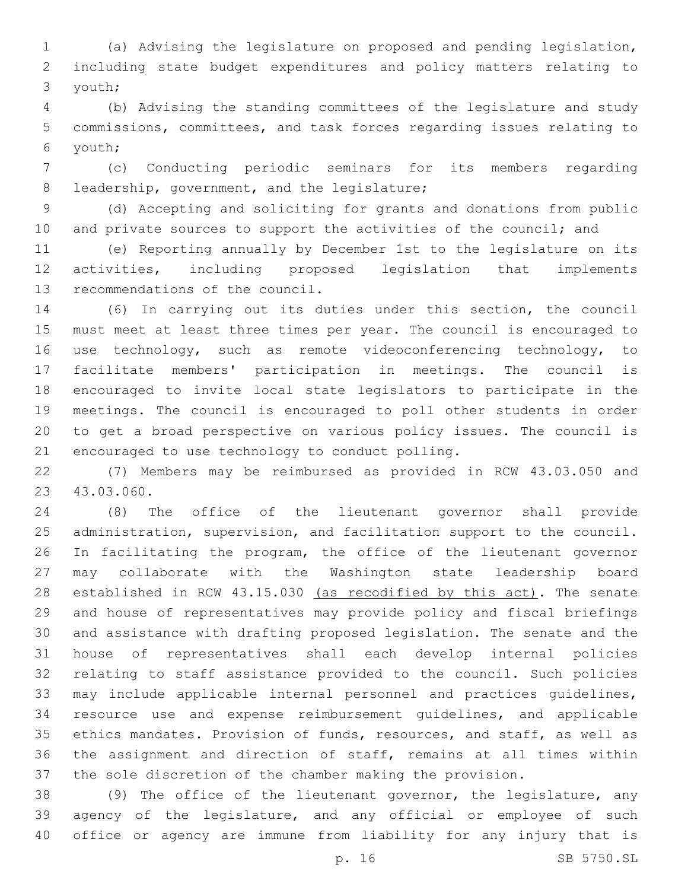(a) Advising the legislature on proposed and pending legislation, including state budget expenditures and policy matters relating to youth;

(b) Advising the standing committees of the legislature and study commissions, committees, and task forces regarding issues relating to youth;

(c) Conducting periodic seminars for its members regarding leadership, government, and the legislature;

(d) Accepting and soliciting for grants and donations from public and private sources to support the activities of the council; and

(e) Reporting annually by December 1st to the legislature on its activities, including proposed legislation that implements recommendations of the council.

(6) In carrying out its duties under this section, the council must meet at least three times per year. The council is encouraged to use technology, such as remote videoconferencing technology, to facilitate members' participation in meetings. The council is encouraged to invite local state legislators to participate in the meetings. The council is encouraged to poll other students in order to get a broad perspective on various policy issues. The council is encouraged to use technology to conduct polling.

(7) Members may be reimbursed as provided in RCW 43.03.050 and 43.03.060.

(8) The office of the lieutenant governor shall provide administration, supervision, and facilitation support to the council. In facilitating the program, the office of the lieutenant governor may collaborate with the Washington state leadership board established in RCW 43.15.030 <u>(as recodified by this act)</u>. The senate and house of representatives may provide policy and fiscal briefings and assistance with drafting proposed legislation. The senate and the house of representatives shall each develop internal policies relating to staff assistance provided to the council. Such policies may include applicable internal personnel and practices guidelines, resource use and expense reimbursement guidelines, and applicable ethics mandates. Provision of funds, resources, and staff, as well as the assignment and direction of staff, remains at all times within the sole discretion of the chamber making the provision.

(9) The office of the lieutenant governor, the legislature, any agency of the legislature, and any official or employee of such office or agency are immune from liability for any injury that is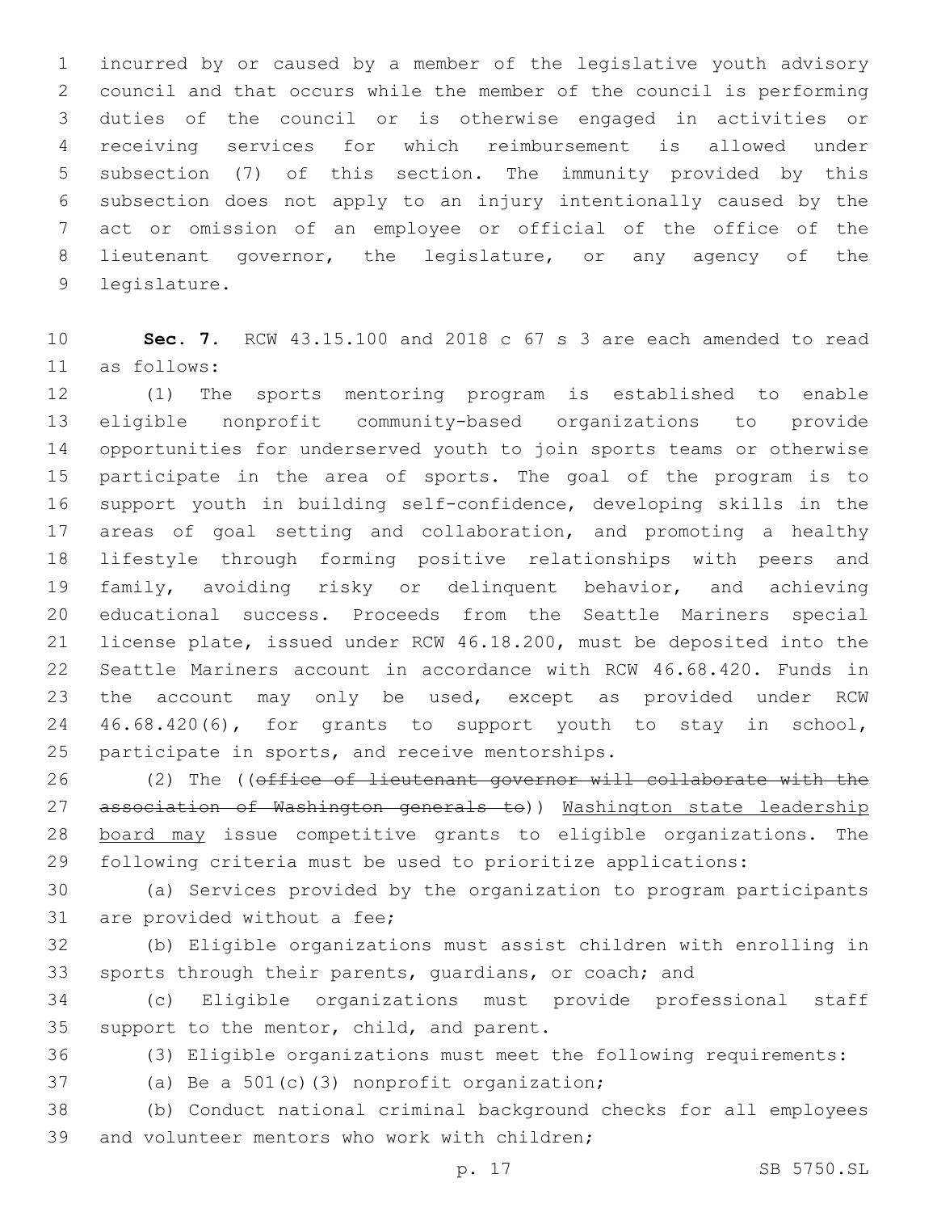incurred by or caused by a member of the legislative youth advisory council and that occurs while the member of the council is performing duties of the council or is otherwise engaged in activities or receiving services for which reimbursement is allowed under subsection (7) of this section. The immunity provided by this subsection does not apply to an injury intentionally caused by the act or omission of an employee or official of the office of the lieutenant governor, the legislature, or any agency of the legislature.

**Sec. 7.** RCW 43.15.100 and 2018 c 67 s 3 are each amended to read as follows:

(1) The sports mentoring program is established to enable eligible nonprofit community-based organizations to provide opportunities for underserved youth to join sports teams or otherwise participate in the area of sports. The goal of the program is to support youth in building self-confidence, developing skills in the areas of goal setting and collaboration, and promoting a healthy lifestyle through forming positive relationships with peers and family, avoiding risky or delinquent behavior, and achieving educational success. Proceeds from the Seattle Mariners special license plate, issued under RCW 46.18.200, must be deposited into the Seattle Mariners account in accordance with RCW 46.68.420. Funds in the account may only be used, except as provided under RCW 46.68.420(6), for grants to support youth to stay in school, participate in sports, and receive mentorships.

(2) The ((~~office of lieutenant governor will collaborate with the association of Washington generals to~~)) <u>Washington state leadership board may</u> issue competitive grants to eligible organizations. The following criteria must be used to prioritize applications:

(a) Services provided by the organization to program participants are provided without a fee;

(b) Eligible organizations must assist children with enrolling in sports through their parents, guardians, or coach; and

(c) Eligible organizations must provide professional staff support to the mentor, child, and parent.

(3) Eligible organizations must meet the following requirements:

(a) Be a 501(c)(3) nonprofit organization;

(b) Conduct national criminal background checks for all employees and volunteer mentors who work with children;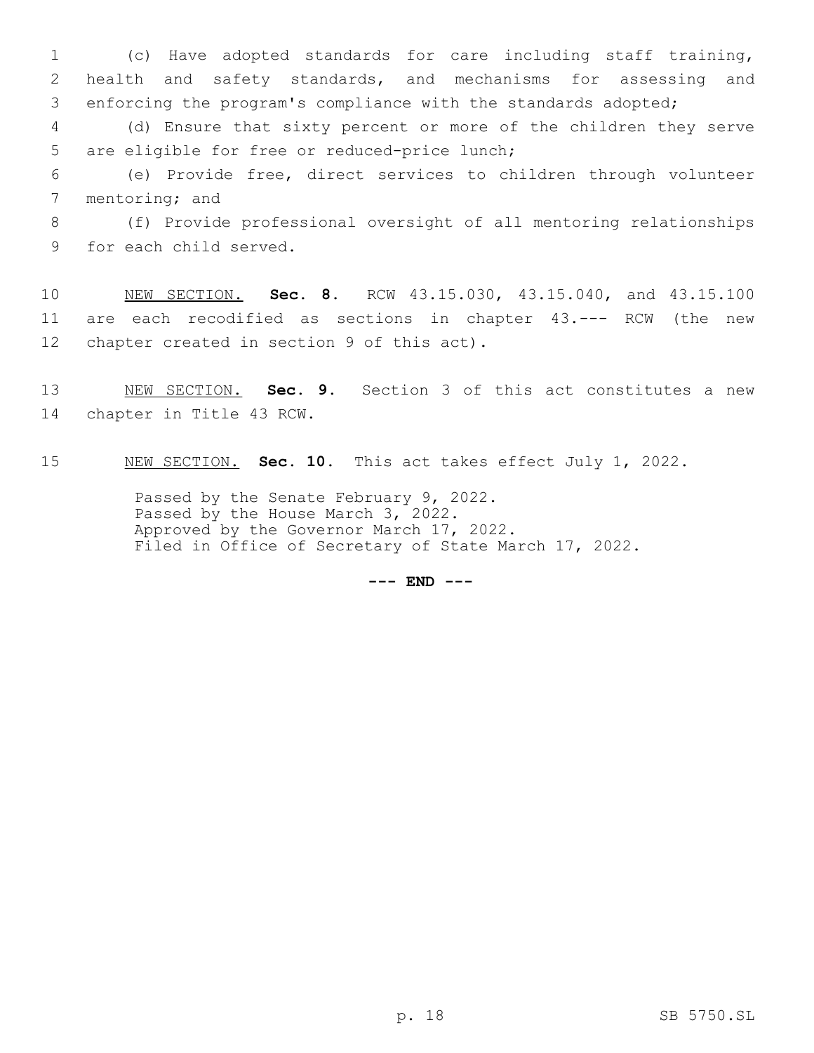(c) Have adopted standards for care including staff training, health and safety standards, and mechanisms for assessing and enforcing the program's compliance with the standards adopted;

(d) Ensure that sixty percent or more of the children they serve are eligible for free or reduced-price lunch;

(e) Provide free, direct services to children through volunteer mentoring; and

(f) Provide professional oversight of all mentoring relationships for each child served.

NEW SECTION. **Sec. 8.** RCW 43.15.030, 43.15.040, and 43.15.100 are each recodified as sections in chapter 43.--- RCW (the new chapter created in section 9 of this act).

NEW SECTION. **Sec. 9.** Section 3 of this act constitutes a new chapter in Title 43 RCW.

NEW SECTION. **Sec. 10.** This act takes effect July 1, 2022.

Passed by the Senate February 9, 2022.
Passed by the House March 3, 2022.
Approved by the Governor March 17, 2022.
Filed in Office of Secretary of State March 17, 2022.

**--- END ---**